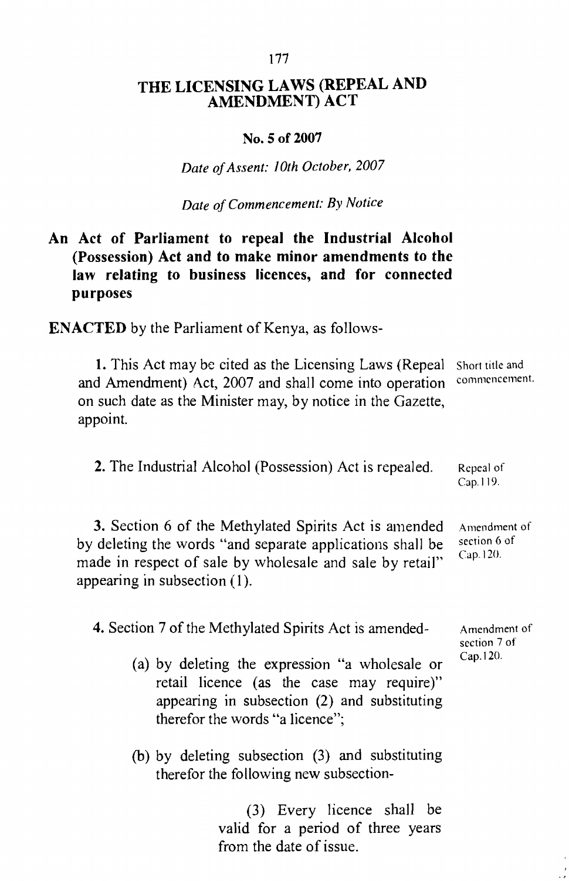# THE LICENSING LAWS (REPEAL AND AMENDMENT) ACT

**No. 5 of 2007**

*Date of Assent: 10th October, 2007*

*Date of Commencement: By Notice*

**An Act of Parliament to repeal the Industrial Alcohol (Possession) Act and to make minor amendments to the law relating to business licences, and for connected purposes**

**ENACTED** by the Parliament of Kenya, as follows-

Short title and commencement.

**1.** This Act may be cited as the Licensing Laws (Repeal and Amendment) Act, 2007 and shall come into operation on such date as the Minister may, by notice in the Gazette, appoint.

Repeal of Cap.119.

**2.** The Industrial Alcohol (Possession) Act is repealed.

Amendment of section 6 of Cap.120.

**3.** Section 6 of the Methylated Spirits Act is amended by deleting the words "and separate applications shall be made in respect of sale by wholesale and sale by retail" appearing in subsection (1).

Amendment of section 7 of Cap.120.

**4.** Section 7 of the Methylated Spirits Act is amended-

(a) by deleting the expression "a wholesale or retail licence (as the case may require)" appearing in subsection (2) and substituting therefor the words "a licence";

(b) by deleting subsection (3) and substituting therefor the following new subsection-

> (3) Every licence shall be valid for a period of three years from the date of issue.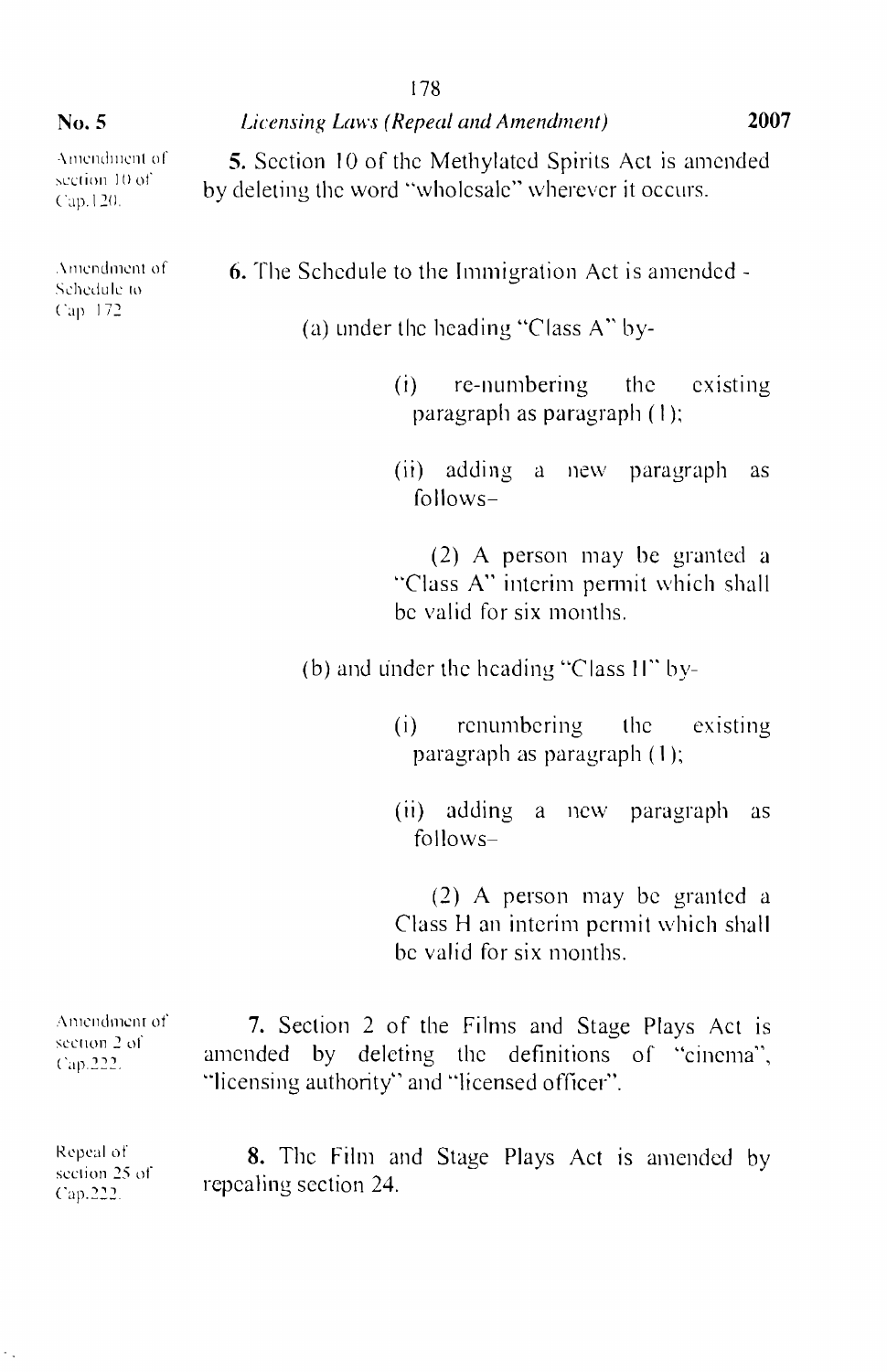Amendment of section 10 of Cap.120.

**5.** Section 10 of the Methylated Spirits Act is amended by deleting the word "wholesale" wherever it occurs.

Amendment of Schedule to Cap. 172

**6.** The Schedule to the Immigration Act is amended -

(a) under the heading "Class A" by-

(i) re-numbering the existing paragraph as paragraph (1);

(ii) adding a new paragraph as follows–

(2) A person may be granted a "Class A" interim permit which shall be valid for six months.

(b) and under the heading "Class H" by-

(i) renumbering the existing paragraph as paragraph (1);

(ii) adding a new paragraph as follows–

(2) A person may be granted a Class H an interim permit which shall be valid for six months.

Amendment of section 2 of Cap.222.

**7.** Section 2 of the Films and Stage Plays Act is amended by deleting the definitions of "cinema", "licensing authority" and "licensed officer".

Repeal of section 25 of Cap.222.

**8.** The Film and Stage Plays Act is amended by repealing section 24.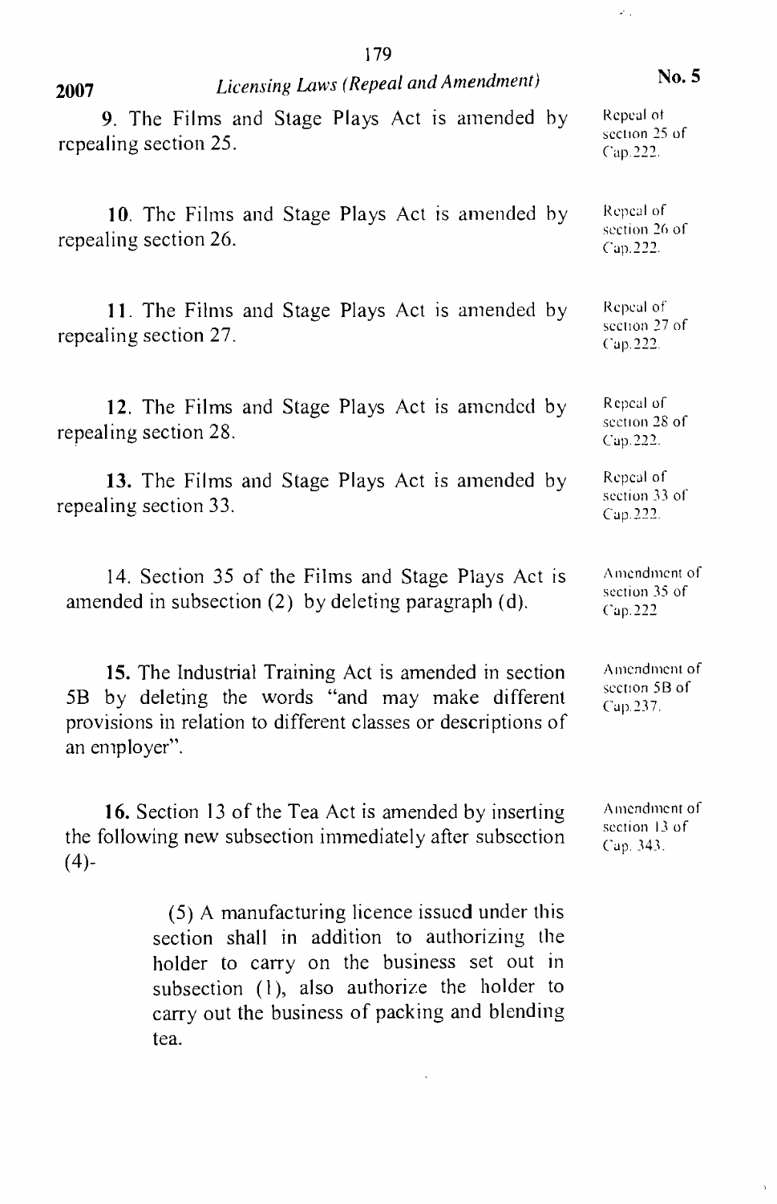9. The Films and Stage Plays Act is amended by repealing section 25.

Repeal of section 25 of Cap.222.

10. The Films and Stage Plays Act is amended by repealing section 26.

Repeal of section 26 of Cap.222.

11. The Films and Stage Plays Act is amended by repealing section 27.

Repeal of section 27 of Cap.222.

12. The Films and Stage Plays Act is amended by repealing section 28.

Repeal of section 28 of Cap.222.

13. The Films and Stage Plays Act is amended by repealing section 33.

Repeal of section 33 of Cap.222.

14. Section 35 of the Films and Stage Plays Act is amended in subsection (2) by deleting paragraph (d).

Amendment of section 35 of Cap.222

15. The Industrial Training Act is amended in section 5B by deleting the words "and may make different provisions in relation to different classes or descriptions of an employer".

Amendment of section 5B of Cap.237.

16. Section 13 of the Tea Act is amended by inserting the following new subsection immediately after subsection (4)-

Amendment of section 13 of Cap. 343.

> (5) A manufacturing licence issued under this section shall in addition to authorizing the holder to carry on the business set out in subsection (1), also authorize the holder to carry out the business of packing and blending tea.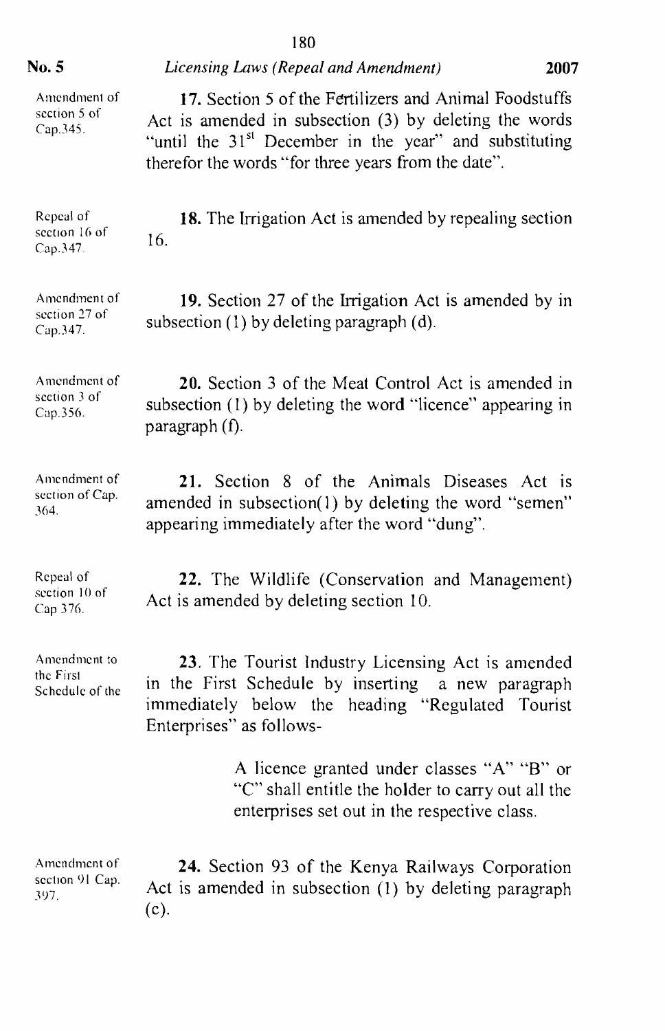Amendment of section 5 of Cap.345.

**17.** Section 5 of the Fertilizers and Animal Foodstuffs Act is amended in subsection (3) by deleting the words "until the $31^{st}$ December in the year" and substituting therefor the words "for three years from the date".

Repeal of section 16 of Cap.347.

**18.** The Irrigation Act is amended by repealing section 16.

Amendment of section 27 of Cap.347.

**19.** Section 27 of the Irrigation Act is amended by in subsection (1) by deleting paragraph (d).

Amendment of section 3 of Cap.356.

**20.** Section 3 of the Meat Control Act is amended in subsection (1) by deleting the word "licence" appearing in paragraph (f).

Amendment of section of Cap. 364.

**21.** Section 8 of the Animals Diseases Act is amended in subsection(1) by deleting the word "semen" appearing immediately after the word "dung".

Repeal of section 10 of Cap 376.

**22.** The Wildlife (Conservation and Management) Act is amended by deleting section 10.

Amendment to the First Schedule of the

**23.** The Tourist Industry Licensing Act is amended in the First Schedule by inserting a new paragraph immediately below the heading "Regulated Tourist Enterprises" as follows-

> A licence granted under classes "A" "B" or "C" shall entitle the holder to carry out all the enterprises set out in the respective class.

Amendment of section 91 Cap. 397.

**24.** Section 93 of the Kenya Railways Corporation Act is amended in subsection (1) by deleting paragraph (c).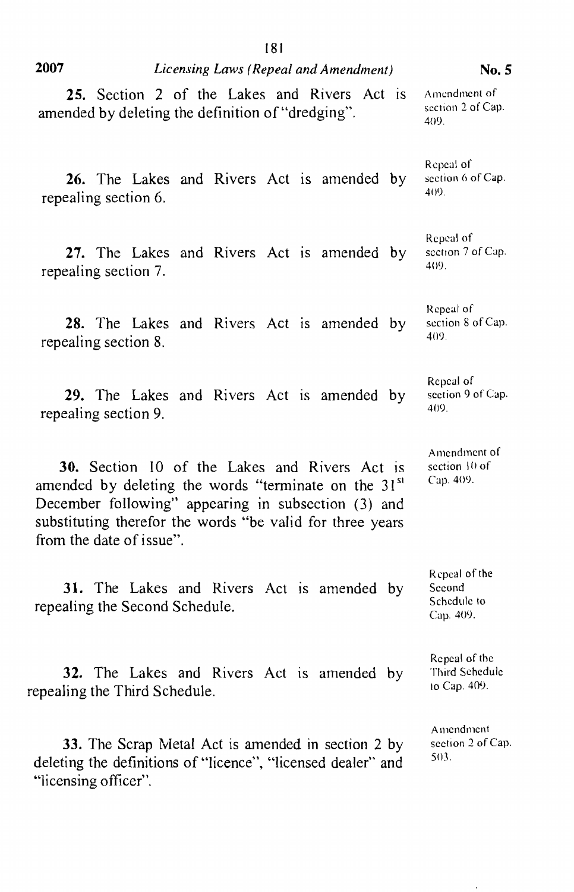**25.** Section 2 of the Lakes and Rivers Act is amended by deleting the definition of "dredging".

Amendment of section 2 of Cap. 409.

**26.** The Lakes and Rivers Act is amended by repealing section 6.

Repeal of section 6 of Cap. 409.

**27.** The Lakes and Rivers Act is amended by repealing section 7.

Repeal of section 7 of Cap. 409.

**28.** The Lakes and Rivers Act is amended by repealing section 8.

Repeal of section 8 of Cap. 409.

**29.** The Lakes and Rivers Act is amended by repealing section 9.

Repeal of section 9 of Cap. 409.

**30.** Section 10 of the Lakes and Rivers Act is amended by deleting the words "terminate on the 31st December following" appearing in subsection (3) and substituting therefor the words "be valid for three years from the date of issue".

Amendment of section 10 of Cap. 409.

**31.** The Lakes and Rivers Act is amended by repealing the Second Schedule.

Repeal of the Second Schedule to Cap. 409.

**32.** The Lakes and Rivers Act is amended by repealing the Third Schedule.

Repeal of the Third Schedule to Cap. 409.

**33.** The Scrap Metal Act is amended in section 2 by deleting the definitions of "licence", "licensed dealer" and "licensing officer".

Amendment section 2 of Cap. 503.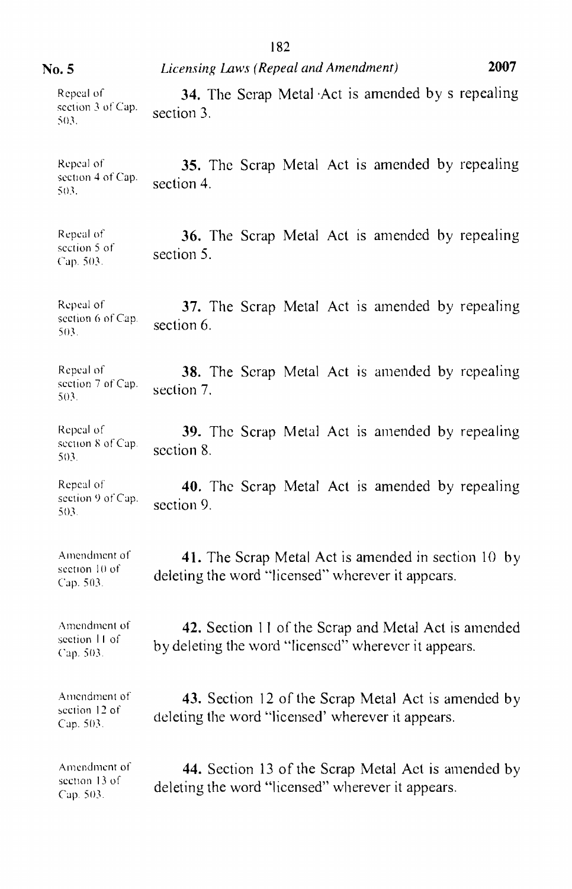Repeal of section 3 of Cap. 503.

**34.** The Scrap Metal Act is amended by s repealing section 3.

Repeal of section 4 of Cap. 503.

**35.** The Scrap Metal Act is amended by repealing section 4.

Repeal of section 5 of Cap. 503.

**36.** The Scrap Metal Act is amended by repealing section 5.

Repeal of section 6 of Cap. 503.

**37.** The Scrap Metal Act is amended by repealing section 6.

Repeal of section 7 of Cap. 503.

**38.** The Scrap Metal Act is amended by repealing section 7.

Repeal of section 8 of Cap. 503.

**39.** The Scrap Metal Act is amended by repealing section 8.

Repeal of section 9 of Cap. 503.

**40.** The Scrap Metal Act is amended by repealing section 9.

Amendment of section 10 of Cap. 503.

**41.** The Scrap Metal Act is amended in section 10 by deleting the word "licensed" wherever it appears.

Amendment of section 11 of Cap. 503.

**42.** Section 11 of the Scrap and Metal Act is amended by deleting the word "licensed" wherever it appears.

Amendment of section 12 of Cap. 503.

**43.** Section 12 of the Scrap Metal Act is amended by deleting the word "licensed' wherever it appears.

Amendment of section 13 of Cap. 503.

**44.** Section 13 of the Scrap Metal Act is amended by deleting the word "licensed" wherever it appears.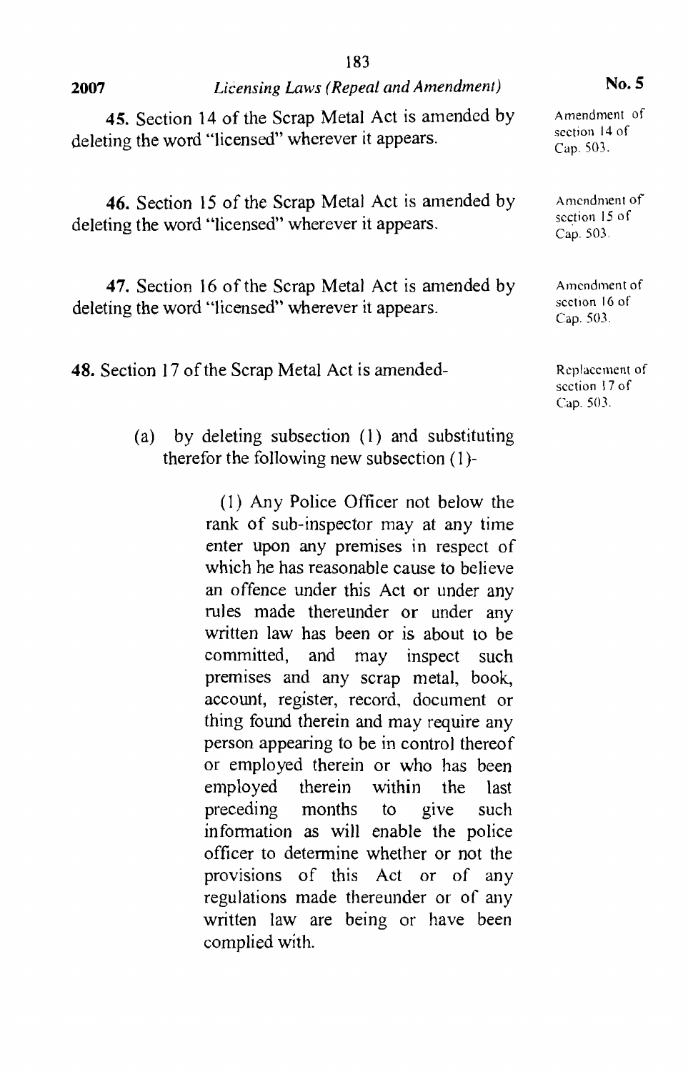**45.** Section 14 of the Scrap Metal Act is amended by deleting the word "licensed" wherever it appears.

Amendment of section 14 of Cap. 503.

**46.** Section 15 of the Scrap Metal Act is amended by deleting the word "licensed" wherever it appears.

Amendment of section 15 of Cap. 503.

**47.** Section 16 of the Scrap Metal Act is amended by deleting the word "licensed" wherever it appears.

Amendment of section 16 of Cap. 503.

**48.** Section 17 of the Scrap Metal Act is amended-

Replacement of section 17 of Cap. 503.

(a) by deleting subsection (1) and substituting therefor the following new subsection (1)-

> (1) Any Police Officer not below the rank of sub-inspector may at any time enter upon any premises in respect of which he has reasonable cause to believe an offence under this Act or under any rules made thereunder or under any written law has been or is about to be committed, and may inspect such premises and any scrap metal, book, account, register, record, document or thing found therein and may require any person appearing to be in control thereof or employed therein or who has been employed therein within the last preceding months to give such information as will enable the police officer to determine whether or not the provisions of this Act or of any regulations made thereunder or of any written law are being or have been complied with.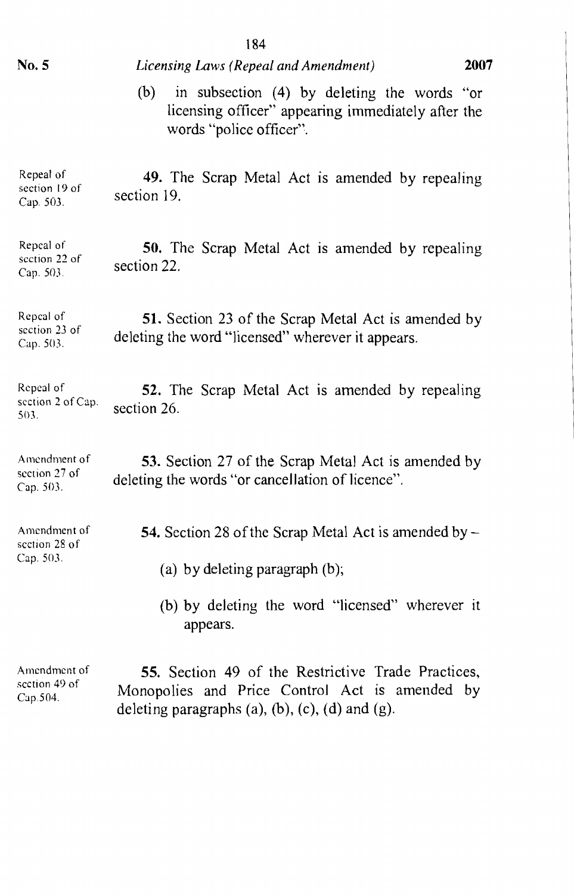(b) in subsection (4) by deleting the words "or licensing officer" appearing immediately after the words "police officer".

Repeal of section 19 of Cap. 503.

**49.** The Scrap Metal Act is amended by repealing section 19.

Repeal of section 22 of Cap. 503.

**50.** The Scrap Metal Act is amended by repealing section 22.

Repeal of section 23 of Cap. 503.

**51.** Section 23 of the Scrap Metal Act is amended by deleting the word "licensed" wherever it appears.

Repeal of section 2 of Cap. 503.

**52.** The Scrap Metal Act is amended by repealing section 26.

Amendment of section 27 of Cap. 503.

**53.** Section 27 of the Scrap Metal Act is amended by deleting the words "or cancellation of licence".

Amendment of section 28 of Cap. 503.

**54.** Section 28 of the Scrap Metal Act is amended by –

(a) by deleting paragraph (b);

(b) by deleting the word "licensed" wherever it appears.

Amendment of section 49 of Cap.504.

**55.** Section 49 of the Restrictive Trade Practices, Monopolies and Price Control Act is amended by deleting paragraphs (a), (b), (c), (d) and (g).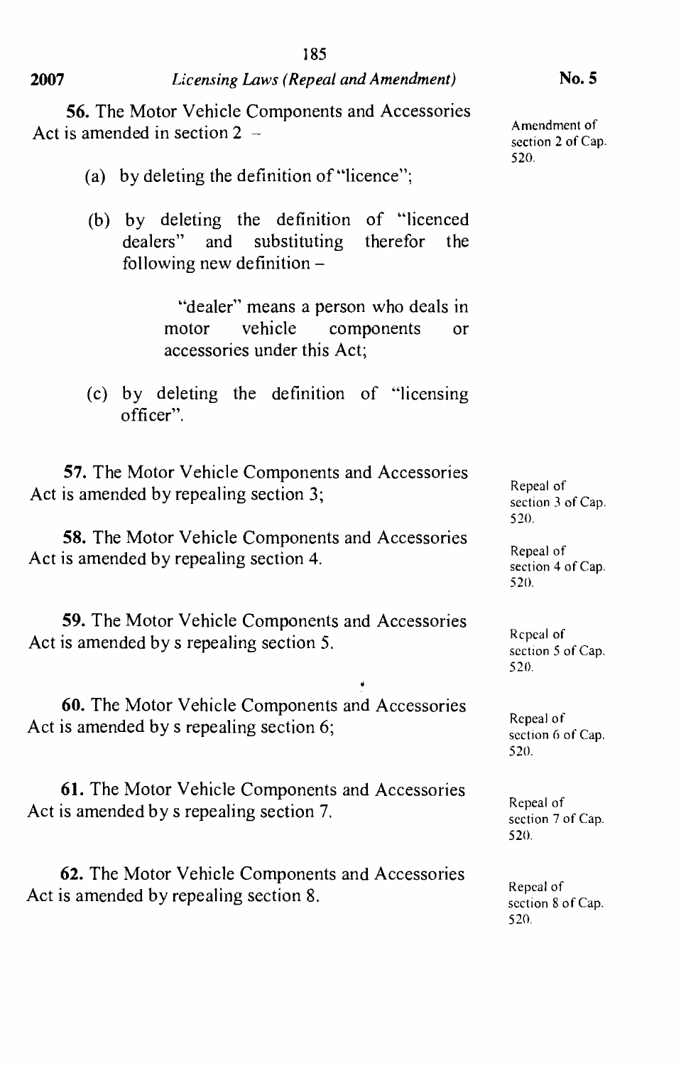**56.** The Motor Vehicle Components and Accessories Act is amended in section 2 –

Amendment of section 2 of Cap. 520.

(a) by deleting the definition of "licence";

(b) by deleting the definition of "licenced dealers" and substituting therefor the following new definition –

> "dealer" means a person who deals in motor vehicle components or accessories under this Act;

(c) by deleting the definition of "licensing officer".

**57.** The Motor Vehicle Components and Accessories Act is amended by repealing section 3;

Repeal of section 3 of Cap. 520.

**58.** The Motor Vehicle Components and Accessories Act is amended by repealing section 4.

Repeal of section 4 of Cap. 520.

**59.** The Motor Vehicle Components and Accessories Act is amended by s repealing section 5.

Repeal of section 5 of Cap. 520.

**60.** The Motor Vehicle Components and Accessories Act is amended by s repealing section 6;

Repeal of section 6 of Cap. 520.

**61.** The Motor Vehicle Components and Accessories Act is amended by s repealing section 7.

Repeal of section 7 of Cap. 520.

**62.** The Motor Vehicle Components and Accessories Act is amended by repealing section 8.

Repeal of section 8 of Cap. 520.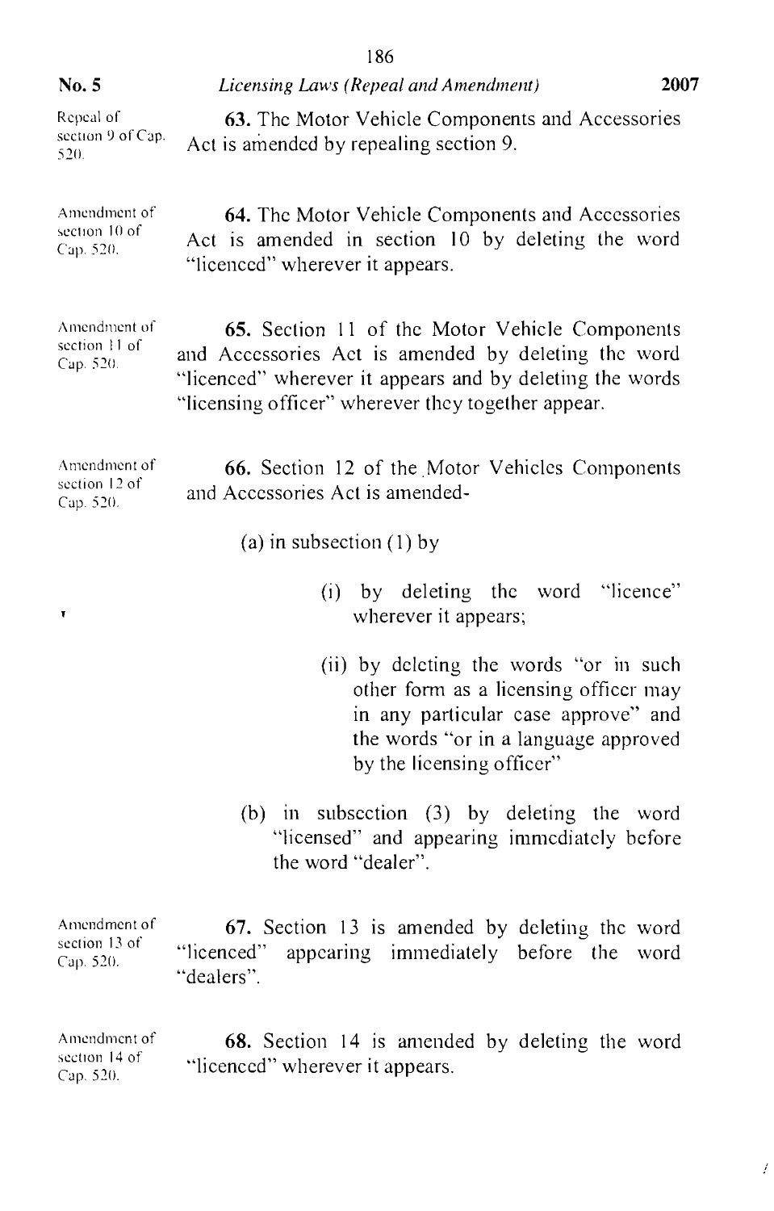Repeal of section 9 of Cap. 520.

**63.** The Motor Vehicle Components and Accessories Act is amended by repealing section 9.

Amendment of section 10 of Cap. 520.

**64.** The Motor Vehicle Components and Accessories Act is amended in section 10 by deleting the word "licenced" wherever it appears.

Amendment of section 11 of Cap. 520.

**65.** Section 11 of the Motor Vehicle Components and Accessories Act is amended by deleting the word "licenced" wherever it appears and by deleting the words "licensing officer" wherever they together appear.

Amendment of section 12 of Cap. 520.

**66.** Section 12 of the Motor Vehicles Components and Accessories Act is amended-

(a) in subsection (1) by

(i) by deleting the word "licence" wherever it appears;

(ii) by deleting the words "or in such other form as a licensing officer may in any particular case approve" and the words "or in a language approved by the licensing officer"

(b) in subsection (3) by deleting the word "licensed" and appearing immediately before the word "dealer".

Amendment of section 13 of Cap. 520.

**67.** Section 13 is amended by deleting the word "licenced" appearing immediately before the word "dealers".

Amendment of section 14 of Cap. 520.

**68.** Section 14 is amended by deleting the word "licenced" wherever it appears.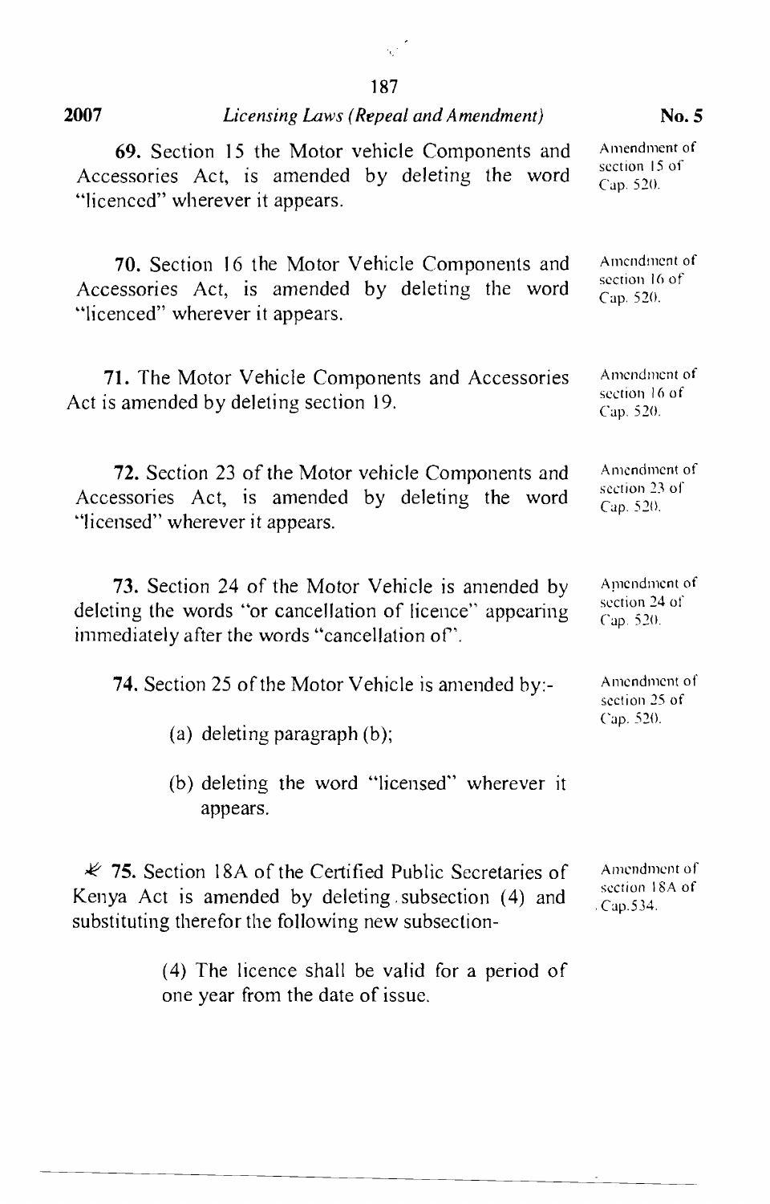**69.** Section 15 the Motor vehicle Components and Accessories Act, is amended by deleting the word "licenced" wherever it appears.

Amendment of section 15 of Cap. 520.

**70.** Section 16 the Motor Vehicle Components and Accessories Act, is amended by deleting the word "licenced" wherever it appears.

Amendment of section 16 of Cap. 520.

**71.** The Motor Vehicle Components and Accessories Act is amended by deleting section 19.

Amendment of section 16 of Cap. 520.

**72.** Section 23 of the Motor vehicle Components and Accessories Act, is amended by deleting the word "licensed" wherever it appears.

Amendment of section 23 of Cap. 520.

**73.** Section 24 of the Motor Vehicle is amended by deleting the words "or cancellation of licence" appearing immediately after the words "cancellation of".

Amendment of section 24 of Cap. 520.

**74.** Section 25 of the Motor Vehicle is amended by:-

Amendment of section 25 of Cap. 520.

(a) deleting paragraph (b);

(b) deleting the word "licensed" wherever it appears.

**75.** Section 18A of the Certified Public Secretaries of Kenya Act is amended by deleting subsection (4) and substituting therefor the following new subsection-

Amendment of section 18A of Cap.534.

(4) The licence shall be valid for a period of one year from the date of issue.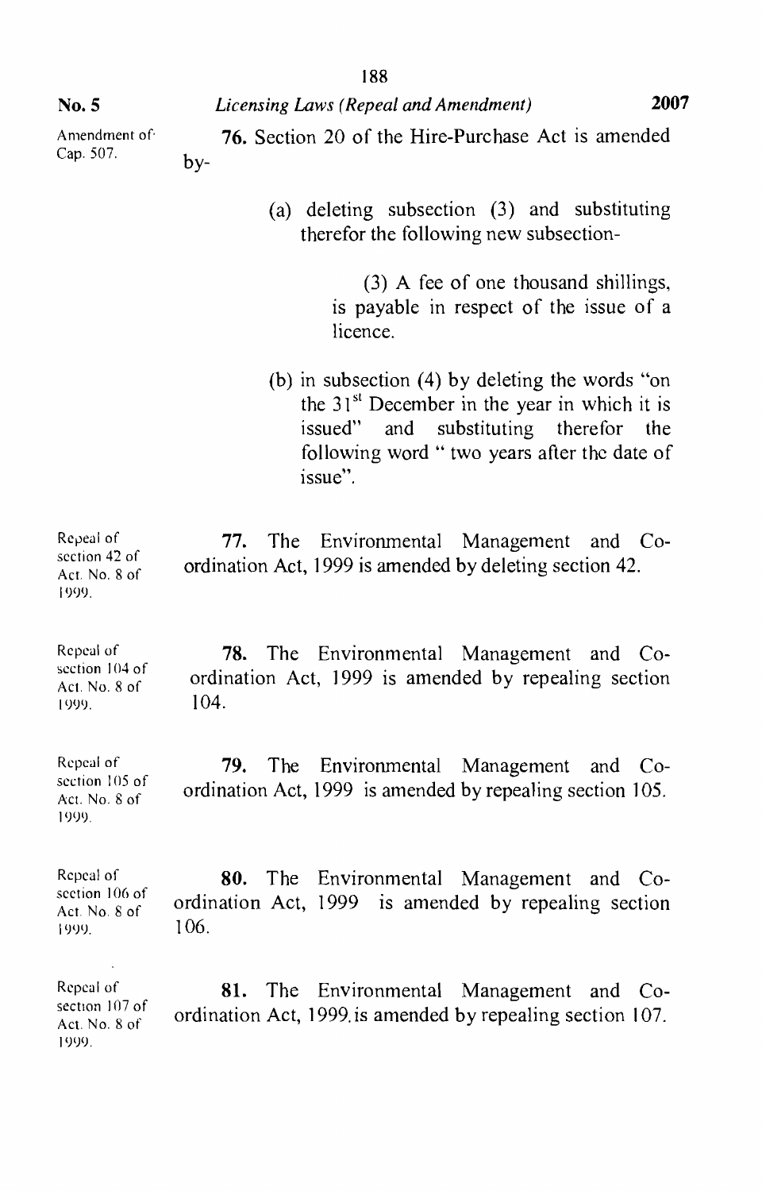Amendment of Cap. 507.

**76.** Section 20 of the Hire-Purchase Act is amended by-

(a) deleting subsection (3) and substituting therefor the following new subsection-

> (3) A fee of one thousand shillings, is payable in respect of the issue of a licence.

(b) in subsection (4) by deleting the words "on the 31st December in the year in which it is issued" and substituting therefor the following word " two years after the date of issue".

Repeal of section 42 of Act. No. 8 of 1999.

**77.** The Environmental Management and Co-ordination Act, 1999 is amended by deleting section 42.

Repeal of section 104 of Act. No. 8 of 1999.

**78.** The Environmental Management and Co-ordination Act, 1999 is amended by repealing section 104.

Repeal of section 105 of Act. No. 8 of 1999.

**79.** The Environmental Management and Co-ordination Act, 1999 is amended by repealing section 105.

Repeal of section 106 of Act. No. 8 of 1999.

**80.** The Environmental Management and Co-ordination Act, 1999 is amended by repealing section 106.

Repeal of section 107 of Act. No. 8 of 1999.

**81.** The Environmental Management and Co-ordination Act, 1999 is amended by repealing section 107.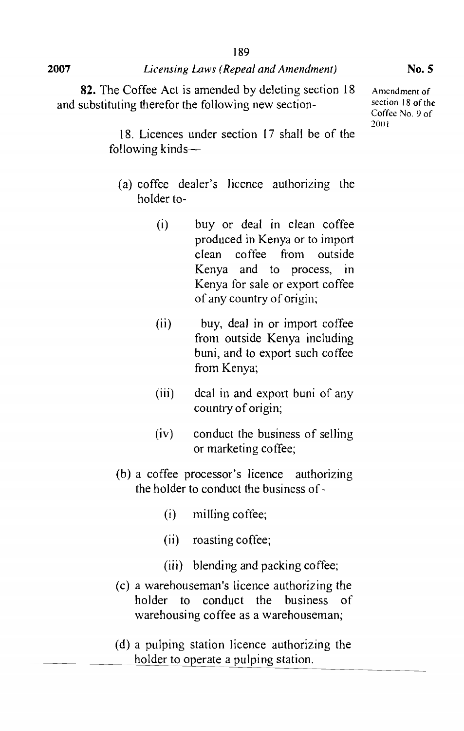**82.** The Coffee Act is amended by deleting section 18 and substituting therefor the following new section-

Amendment of section 18 of the Coffee No. 9 of 2001

18. Licences under section 17 shall be of the following kinds—

(a) coffee dealer's licence authorizing the holder to-

(i) buy or deal in clean coffee produced in Kenya or to import clean coffee from outside Kenya and to process, in Kenya for sale or export coffee of any country of origin;

(ii) buy, deal in or import coffee from outside Kenya including buni, and to export such coffee from Kenya;

(iii) deal in and export buni of any country of origin;

(iv) conduct the business of selling or marketing coffee;

(b) a coffee processor's licence authorizing the holder to conduct the business of -

(i) milling coffee;

(ii) roasting coffee;

(iii) blending and packing coffee;

(c) a warehouseman's licence authorizing the holder to conduct the business of warehousing coffee as a warehouseman;

(d) a pulping station licence authorizing the holder to operate a pulping station.